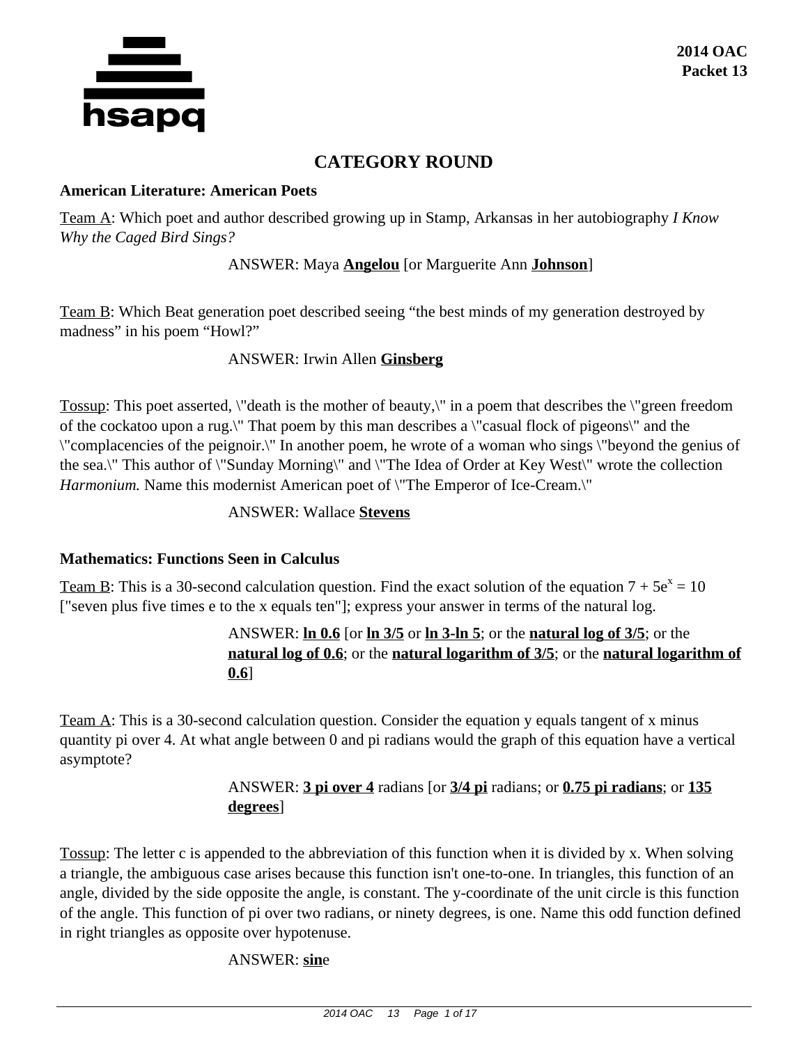**2014 OAC**
**Packet 13**

# CATEGORY ROUND

### American Literature: American Poets

Team A: Which poet and author described growing up in Stamp, Arkansas in her autobiography *I Know Why the Caged Bird Sings?*

ANSWER: Maya **Angelou** [or Marguerite Ann **Johnson**]

Team B: Which Beat generation poet described seeing "the best minds of my generation destroyed by madness" in his poem "Howl?"

ANSWER: Irwin Allen **Ginsberg**

Tossup: This poet asserted, \"death is the mother of beauty,\" in a poem that describes the \"green freedom of the cockatoo upon a rug.\" That poem by this man describes a \"casual flock of pigeons\" and the \"complacencies of the peignoir.\" In another poem, he wrote of a woman who sings \"beyond the genius of the sea.\" This author of \"Sunday Morning\" and \"The Idea of Order at Key West\" wrote the collection *Harmonium.* Name this modernist American poet of \"The Emperor of Ice-Cream.\"

ANSWER: Wallace **Stevens**

### Mathematics: Functions Seen in Calculus

Team B: This is a 30-second calculation question. Find the exact solution of the equation $7 + 5e^x = 10$ ["seven plus five times e to the x equals ten"]; express your answer in terms of the natural log.

ANSWER: **ln 0.6** [or **ln 3/5** or **ln 3-ln 5**; or the **natural log of 3/5**; or the **natural log of 0.6**; or the **natural logarithm of 3/5**; or the **natural logarithm of 0.6**]

Team A: This is a 30-second calculation question. Consider the equation y equals tangent of x minus quantity pi over 4. At what angle between 0 and pi radians would the graph of this equation have a vertical asymptote?

ANSWER: **3 pi over 4** radians [or **3/4 pi** radians; or **0.75 pi radians**; or **135 degrees**]

Tossup: The letter c is appended to the abbreviation of this function when it is divided by x. When solving a triangle, the ambiguous case arises because this function isn't one-to-one. In triangles, this function of an angle, divided by the side opposite the angle, is constant. The y-coordinate of the unit circle is this function of the angle. This function of pi over two radians, or ninety degrees, is one. Name this odd function defined in right triangles as opposite over hypotenuse.

ANSWER: **sin**e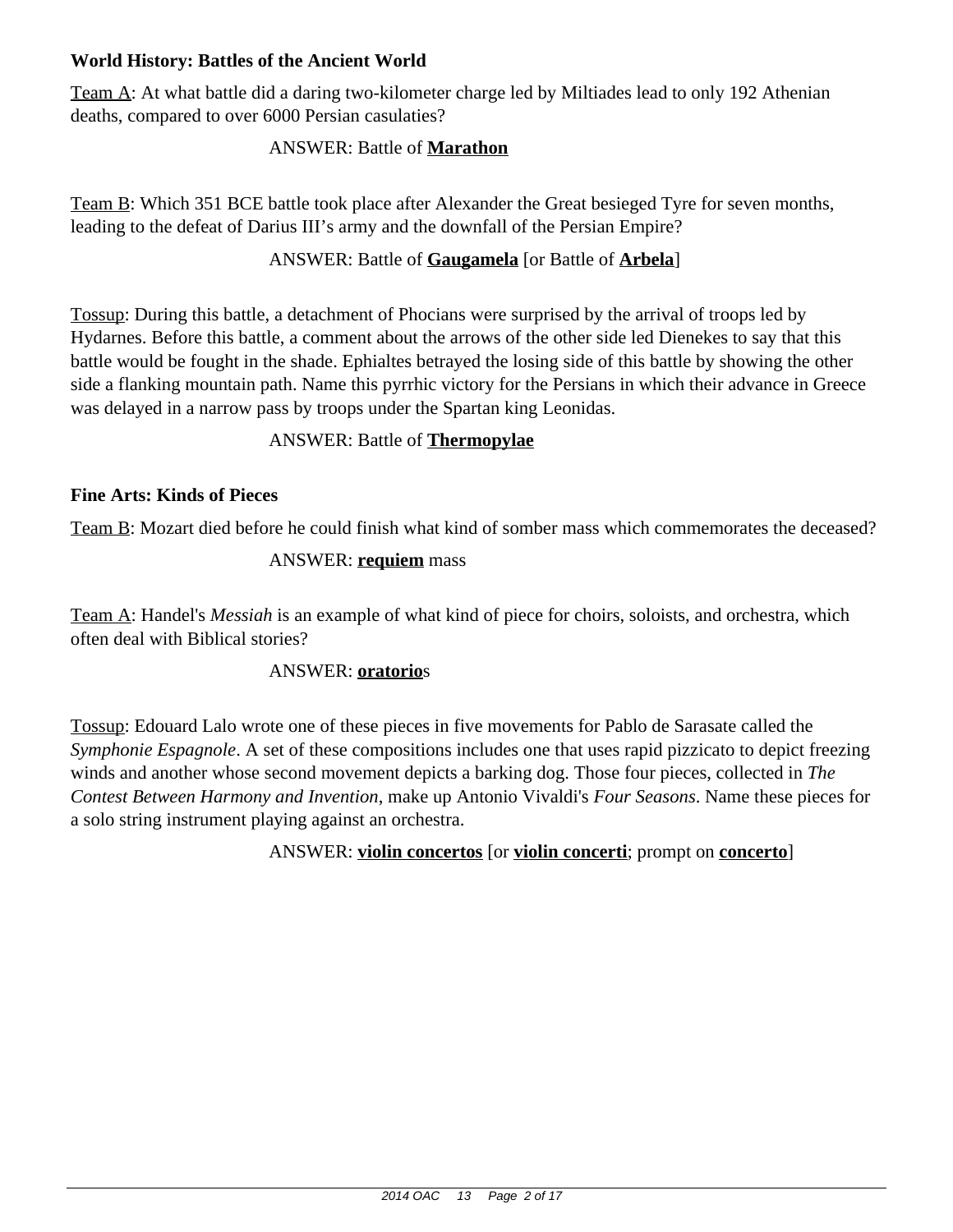**World History: Battles of the Ancient World**

Team A: At what battle did a daring two-kilometer charge led by Miltiades lead to only 192 Athenian deaths, compared to over 6000 Persian casulaties?

ANSWER: Battle of **Marathon**

Team B: Which 351 BCE battle took place after Alexander the Great besieged Tyre for seven months, leading to the defeat of Darius III's army and the downfall of the Persian Empire?

ANSWER: Battle of **Gaugamela** [or Battle of **Arbela**]

Tossup: During this battle, a detachment of Phocians were surprised by the arrival of troops led by Hydarnes. Before this battle, a comment about the arrows of the other side led Dienekes to say that this battle would be fought in the shade. Ephialtes betrayed the losing side of this battle by showing the other side a flanking mountain path. Name this pyrrhic victory for the Persians in which their advance in Greece was delayed in a narrow pass by troops under the Spartan king Leonidas.

ANSWER: Battle of **Thermopylae**

**Fine Arts: Kinds of Pieces**

Team B: Mozart died before he could finish what kind of somber mass which commemorates the deceased?

ANSWER: **requiem** mass

Team A: Handel's *Messiah* is an example of what kind of piece for choirs, soloists, and orchestra, which often deal with Biblical stories?

ANSWER: **oratorio**s

Tossup: Edouard Lalo wrote one of these pieces in five movements for Pablo de Sarasate called the *Symphonie Espagnole*. A set of these compositions includes one that uses rapid pizzicato to depict freezing winds and another whose second movement depicts a barking dog. Those four pieces, collected in *The Contest Between Harmony and Invention*, make up Antonio Vivaldi's *Four Seasons*. Name these pieces for a solo string instrument playing against an orchestra.

ANSWER: **violin concertos** [or **violin concerti**; prompt on **concerto**]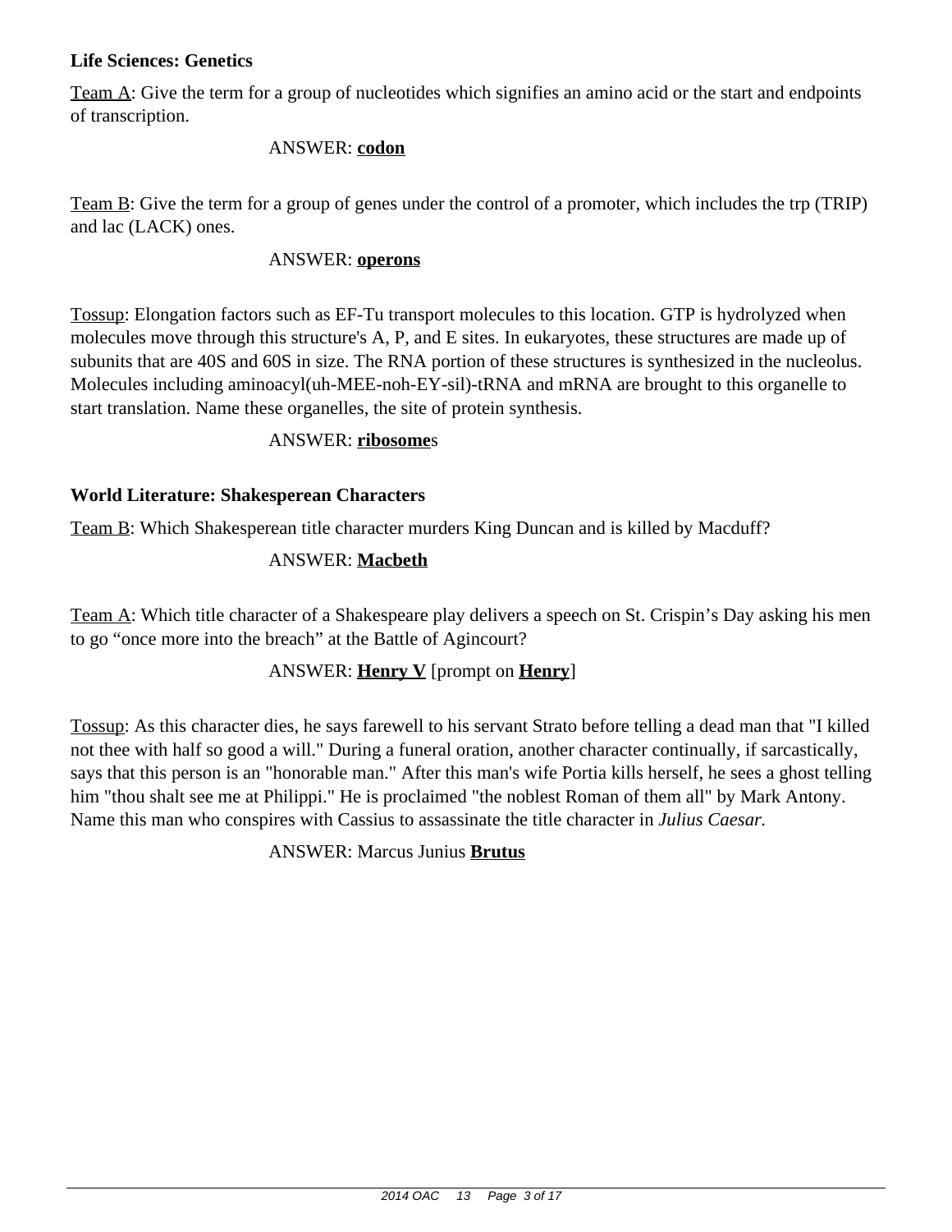**Life Sciences: Genetics**

Team A: Give the term for a group of nucleotides which signifies an amino acid or the start and endpoints of transcription.

ANSWER: **codon**

Team B: Give the term for a group of genes under the control of a promoter, which includes the trp (TRIP) and lac (LACK) ones.

ANSWER: **operons**

Tossup: Elongation factors such as EF-Tu transport molecules to this location. GTP is hydrolyzed when molecules move through this structure's A, P, and E sites. In eukaryotes, these structures are made up of subunits that are 40S and 60S in size. The RNA portion of these structures is synthesized in the nucleolus. Molecules including aminoacyl(uh-MEE-noh-EY-sil)-tRNA and mRNA are brought to this organelle to start translation. Name these organelles, the site of protein synthesis.

ANSWER: **ribosome**s

**World Literature: Shakesperean Characters**

Team B: Which Shakesperean title character murders King Duncan and is killed by Macduff?

ANSWER: **Macbeth**

Team A: Which title character of a Shakespeare play delivers a speech on St. Crispin's Day asking his men to go "once more into the breach" at the Battle of Agincourt?

ANSWER: **Henry V** [prompt on **Henry**]

Tossup: As this character dies, he says farewell to his servant Strato before telling a dead man that "I killed not thee with half so good a will." During a funeral oration, another character continually, if sarcastically, says that this person is an "honorable man." After this man's wife Portia kills herself, he sees a ghost telling him "thou shalt see me at Philippi." He is proclaimed "the noblest Roman of them all" by Mark Antony. Name this man who conspires with Cassius to assassinate the title character in *Julius Caesar.*

ANSWER: Marcus Junius **Brutus**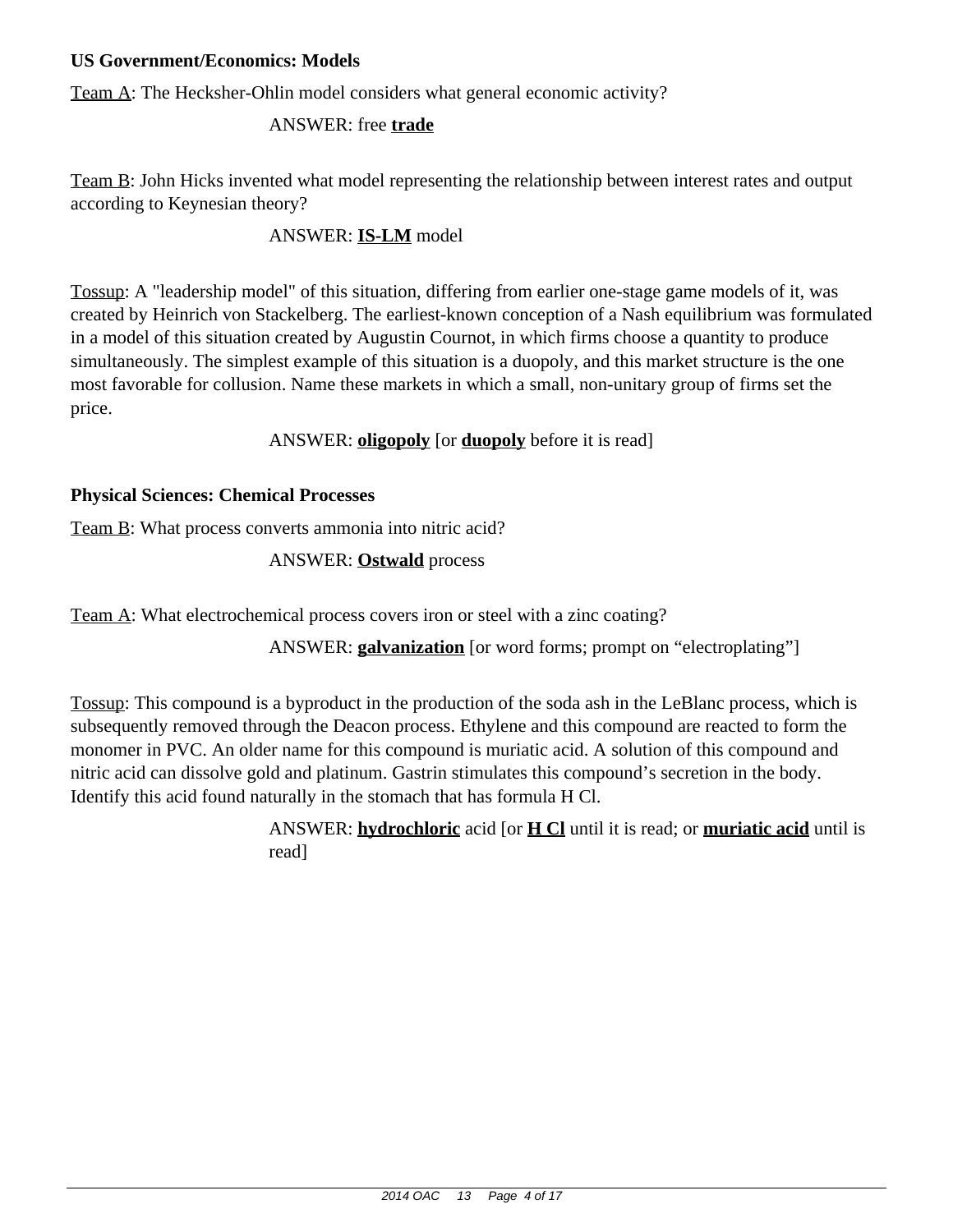**US Government/Economics: Models**

Team A: The Hecksher-Ohlin model considers what general economic activity?

ANSWER: free **trade**

Team B: John Hicks invented what model representing the relationship between interest rates and output according to Keynesian theory?

ANSWER: **IS-LM** model

Tossup: A "leadership model" of this situation, differing from earlier one-stage game models of it, was created by Heinrich von Stackelberg. The earliest-known conception of a Nash equilibrium was formulated in a model of this situation created by Augustin Cournot, in which firms choose a quantity to produce simultaneously. The simplest example of this situation is a duopoly, and this market structure is the one most favorable for collusion. Name these markets in which a small, non-unitary group of firms set the price.

ANSWER: **oligopoly** [or **duopoly** before it is read]

**Physical Sciences: Chemical Processes**

Team B: What process converts ammonia into nitric acid?

ANSWER: **Ostwald** process

Team A: What electrochemical process covers iron or steel with a zinc coating?

ANSWER: **galvanization** [or word forms; prompt on "electroplating"]

Tossup: This compound is a byproduct in the production of the soda ash in the LeBlanc process, which is subsequently removed through the Deacon process. Ethylene and this compound are reacted to form the monomer in PVC. An older name for this compound is muriatic acid. A solution of this compound and nitric acid can dissolve gold and platinum. Gastrin stimulates this compound's secretion in the body. Identify this acid found naturally in the stomach that has formula H Cl.

ANSWER: **hydrochloric** acid [or **H Cl** until it is read; or **muriatic acid** until is read]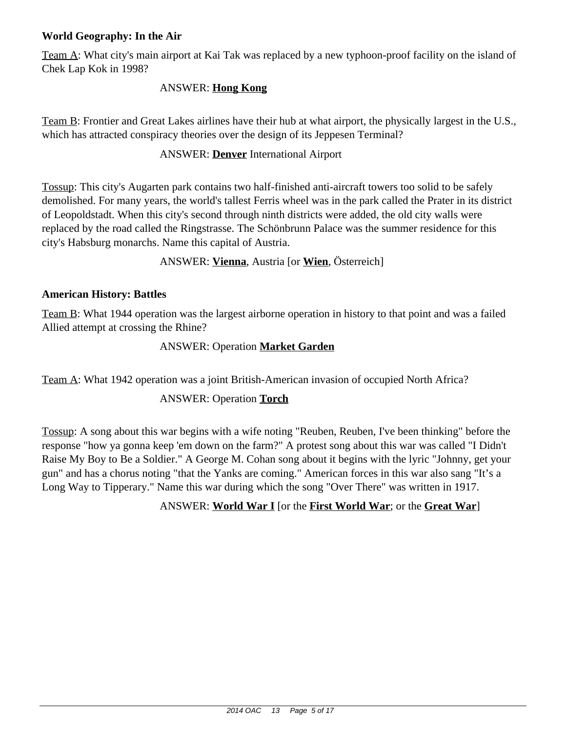**World Geography: In the Air**

Team A: What city's main airport at Kai Tak was replaced by a new typhoon-proof facility on the island of Chek Lap Kok in 1998?

ANSWER: **Hong Kong**

Team B: Frontier and Great Lakes airlines have their hub at what airport, the physically largest in the U.S., which has attracted conspiracy theories over the design of its Jeppesen Terminal?

ANSWER: **Denver** International Airport

Tossup: This city's Augarten park contains two half-finished anti-aircraft towers too solid to be safely demolished. For many years, the world's tallest Ferris wheel was in the park called the Prater in its district of Leopoldstadt. When this city's second through ninth districts were added, the old city walls were replaced by the road called the Ringstrasse. The Schönbrunn Palace was the summer residence for this city's Habsburg monarchs. Name this capital of Austria.

ANSWER: **Vienna**, Austria [or **Wien**, Österreich]

**American History: Battles**

Team B: What 1944 operation was the largest airborne operation in history to that point and was a failed Allied attempt at crossing the Rhine?

ANSWER: Operation **Market Garden**

Team A: What 1942 operation was a joint British-American invasion of occupied North Africa?

ANSWER: Operation **Torch**

Tossup: A song about this war begins with a wife noting "Reuben, Reuben, I've been thinking" before the response "how ya gonna keep 'em down on the farm?" A protest song about this war was called "I Didn't Raise My Boy to Be a Soldier." A George M. Cohan song about it begins with the lyric "Johnny, get your gun" and has a chorus noting "that the Yanks are coming." American forces in this war also sang "It's a Long Way to Tipperary." Name this war during which the song "Over There" was written in 1917.

ANSWER: **World War I** [or the **First World War**; or the **Great War**]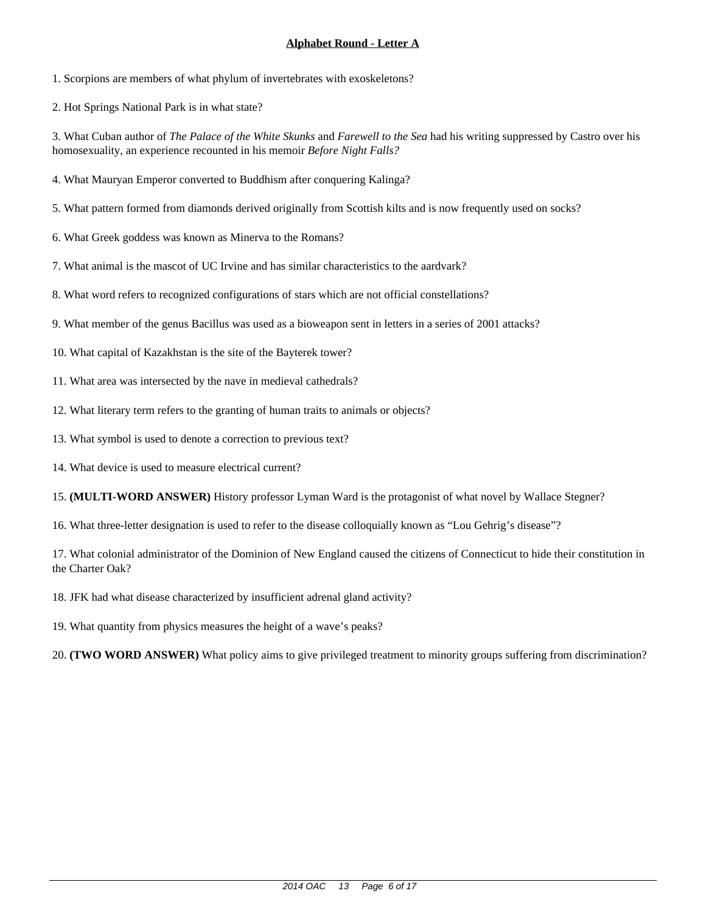## Alphabet Round - Letter A

1. Scorpions are members of what phylum of invertebrates with exoskeletons?

2. Hot Springs National Park is in what state?

3. What Cuban author of *The Palace of the White Skunks* and *Farewell to the Sea* had his writing suppressed by Castro over his homosexuality, an experience recounted in his memoir *Before Night Falls?*

4. What Mauryan Emperor converted to Buddhism after conquering Kalinga?

5. What pattern formed from diamonds derived originally from Scottish kilts and is now frequently used on socks?

6. What Greek goddess was known as Minerva to the Romans?

7. What animal is the mascot of UC Irvine and has similar characteristics to the aardvark?

8. What word refers to recognized configurations of stars which are not official constellations?

9. What member of the genus Bacillus was used as a bioweapon sent in letters in a series of 2001 attacks?

10. What capital of Kazakhstan is the site of the Bayterek tower?

11. What area was intersected by the nave in medieval cathedrals?

12. What literary term refers to the granting of human traits to animals or objects?

13. What symbol is used to denote a correction to previous text?

14. What device is used to measure electrical current?

15. **(MULTI-WORD ANSWER)** History professor Lyman Ward is the protagonist of what novel by Wallace Stegner?

16. What three-letter designation is used to refer to the disease colloquially known as "Lou Gehrig's disease"?

17. What colonial administrator of the Dominion of New England caused the citizens of Connecticut to hide their constitution in the Charter Oak?

18. JFK had what disease characterized by insufficient adrenal gland activity?

19. What quantity from physics measures the height of a wave's peaks?

20. **(TWO WORD ANSWER)** What policy aims to give privileged treatment to minority groups suffering from discrimination?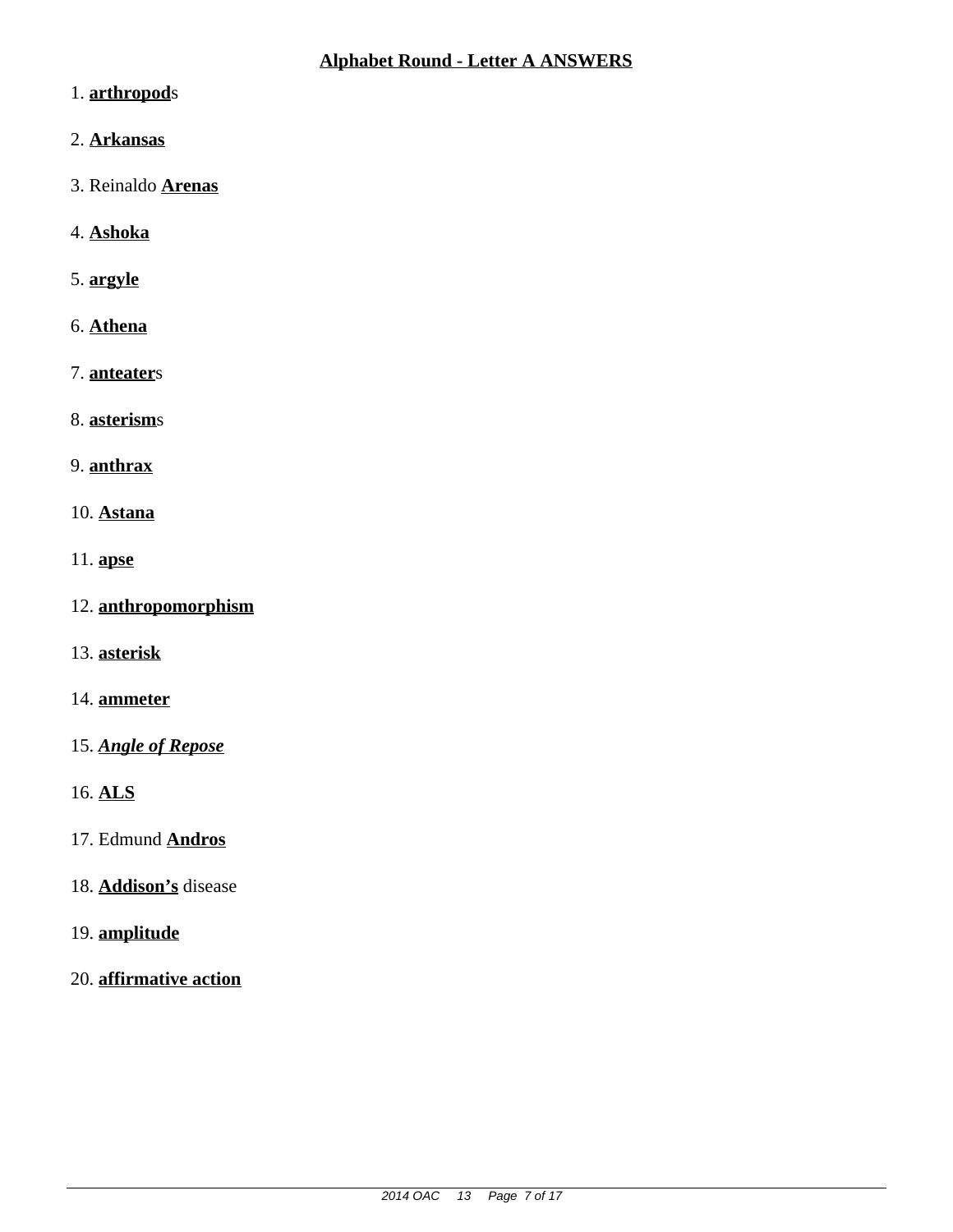## Alphabet Round - Letter A ANSWERS

1. **arthropod**s

2. **Arkansas**

3. Reinaldo **Arenas**

4. **Ashoka**

5. **argyle**

6. **Athena**

7. **anteater**s

8. **asterism**s

9. **anthrax**

10. **Astana**

11. **apse**

12. **anthropomorphism**

13. **asterisk**

14. **ammeter**

15. ***Angle of Repose***

16. **ALS**

17. Edmund **Andros**

18. **Addison's** disease

19. **amplitude**

20. **affirmative action**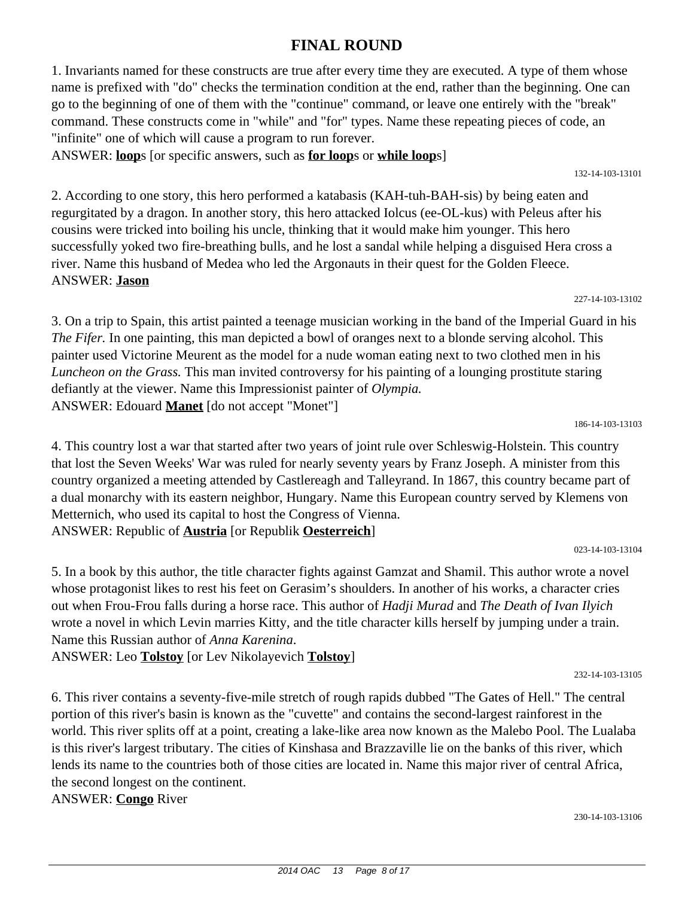# FINAL ROUND

1. Invariants named for these constructs are true after every time they are executed. A type of them whose name is prefixed with "do" checks the termination condition at the end, rather than the beginning. One can go to the beginning of one of them with the "continue" command, or leave one entirely with the "break" command. These constructs come in "while" and "for" types. Name these repeating pieces of code, an "infinite" one of which will cause a program to run forever.

ANSWER: **loop**s [or specific answers, such as **for loop**s or **while loop**s]

132-14-103-13101

2. According to one story, this hero performed a katabasis (KAH-tuh-BAH-sis) by being eaten and regurgitated by a dragon. In another story, this hero attacked Iolcus (ee-OL-kus) with Peleus after his cousins were tricked into boiling his uncle, thinking that it would make him younger. This hero successfully yoked two fire-breathing bulls, and he lost a sandal while helping a disguised Hera cross a river. Name this husband of Medea who led the Argonauts in their quest for the Golden Fleece.

ANSWER: **Jason**

227-14-103-13102

3. On a trip to Spain, this artist painted a teenage musician working in the band of the Imperial Guard in his *The Fifer.* In one painting, this man depicted a bowl of oranges next to a blonde serving alcohol. This painter used Victorine Meurent as the model for a nude woman eating next to two clothed men in his *Luncheon on the Grass.* This man invited controversy for his painting of a lounging prostitute staring defiantly at the viewer. Name this Impressionist painter of *Olympia.*

ANSWER: Edouard **Manet** [do not accept "Monet"]

186-14-103-13103

4. This country lost a war that started after two years of joint rule over Schleswig-Holstein. This country that lost the Seven Weeks' War was ruled for nearly seventy years by Franz Joseph. A minister from this country organized a meeting attended by Castlereagh and Talleyrand. In 1867, this country became part of a dual monarchy with its eastern neighbor, Hungary. Name this European country served by Klemens von Metternich, who used its capital to host the Congress of Vienna.

ANSWER: Republic of **Austria** [or Republik **Oesterreich**]

023-14-103-13104

5. In a book by this author, the title character fights against Gamzat and Shamil. This author wrote a novel whose protagonist likes to rest his feet on Gerasim's shoulders. In another of his works, a character cries out when Frou-Frou falls during a horse race. This author of *Hadji Murad* and *The Death of Ivan Ilyich* wrote a novel in which Levin marries Kitty, and the title character kills herself by jumping under a train. Name this Russian author of *Anna Karenina*.

ANSWER: Leo **Tolstoy** [or Lev Nikolayevich **Tolstoy**]

232-14-103-13105

6. This river contains a seventy-five-mile stretch of rough rapids dubbed "The Gates of Hell." The central portion of this river's basin is known as the "cuvette" and contains the second-largest rainforest in the world. This river splits off at a point, creating a lake-like area now known as the Malebo Pool. The Lualaba is this river's largest tributary. The cities of Kinshasa and Brazzaville lie on the banks of this river, which lends its name to the countries both of those cities are located in. Name this major river of central Africa, the second longest on the continent.

ANSWER: **Congo** River

230-14-103-13106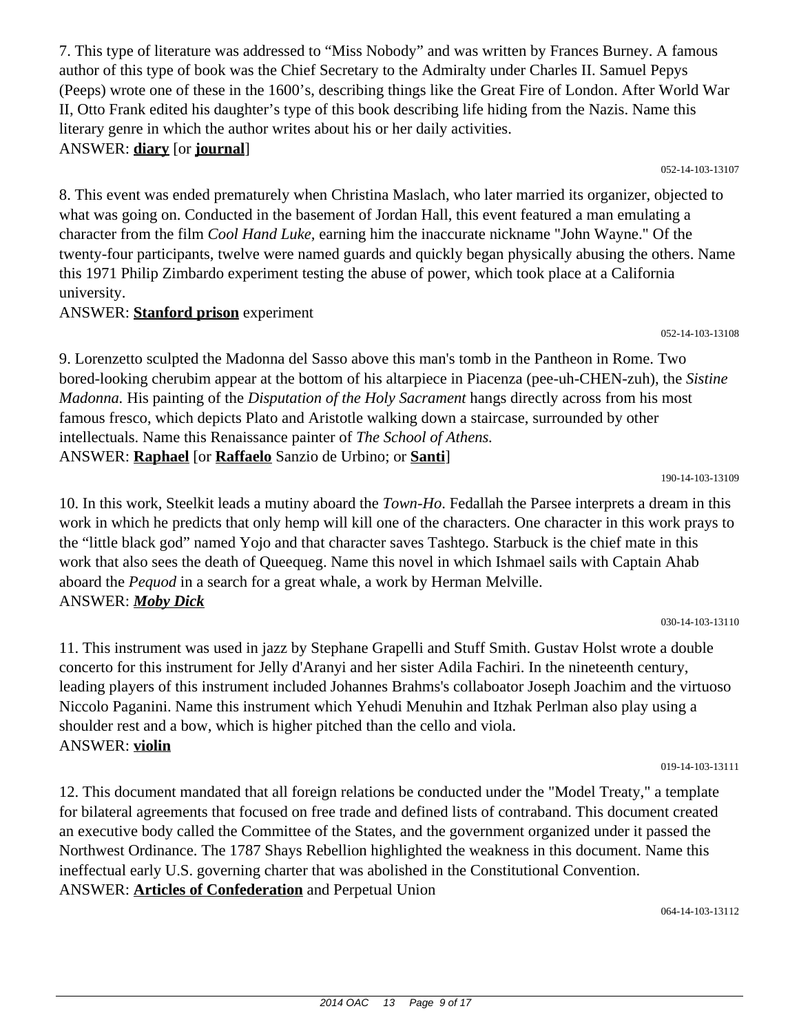7. This type of literature was addressed to “Miss Nobody” and was written by Frances Burney. A famous author of this type of book was the Chief Secretary to the Admiralty under Charles II. Samuel Pepys (Peeps) wrote one of these in the 1600’s, describing things like the Great Fire of London. After World War II, Otto Frank edited his daughter’s type of this book describing life hiding from the Nazis. Name this literary genre in which the author writes about his or her daily activities.
ANSWER: **diary** [or **journal**]

052-14-103-13107

8. This event was ended prematurely when Christina Maslach, who later married its organizer, objected to what was going on. Conducted in the basement of Jordan Hall, this event featured a man emulating a character from the film *Cool Hand Luke,* earning him the inaccurate nickname "John Wayne." Of the twenty-four participants, twelve were named guards and quickly began physically abusing the others. Name this 1971 Philip Zimbardo experiment testing the abuse of power, which took place at a California university.
ANSWER: **Stanford prison** experiment

052-14-103-13108

9. Lorenzetto sculpted the Madonna del Sasso above this man's tomb in the Pantheon in Rome. Two bored-looking cherubim appear at the bottom of his altarpiece in Piacenza (pee-uh-CHEN-zuh), the *Sistine Madonna.* His painting of the *Disputation of the Holy Sacrament* hangs directly across from his most famous fresco, which depicts Plato and Aristotle walking down a staircase, surrounded by other intellectuals. Name this Renaissance painter of *The School of Athens.*
ANSWER: **Raphael** [or **Raffaelo** Sanzio de Urbino; or **Santi**]

190-14-103-13109

10. In this work, Steelkit leads a mutiny aboard the *Town-Ho.* Fedallah the Parsee interprets a dream in this work in which he predicts that only hemp will kill one of the characters. One character in this work prays to the “little black god” named Yojo and that character saves Tashtego. Starbuck is the chief mate in this work that also sees the death of Queequeg. Name this novel in which Ishmael sails with Captain Ahab aboard the *Pequod* in a search for a great whale, a work by Herman Melville.
ANSWER: ***Moby Dick***

030-14-103-13110

11. This instrument was used in jazz by Stephane Grapelli and Stuff Smith. Gustav Holst wrote a double concerto for this instrument for Jelly d'Aranyi and her sister Adila Fachiri. In the nineteenth century, leading players of this instrument included Johannes Brahms's collaboator Joseph Joachim and the virtuoso Niccolo Paganini. Name this instrument which Yehudi Menuhin and Itzhak Perlman also play using a shoulder rest and a bow, which is higher pitched than the cello and viola.
ANSWER: **violin**

019-14-103-13111

12. This document mandated that all foreign relations be conducted under the "Model Treaty," a template for bilateral agreements that focused on free trade and defined lists of contraband. This document created an executive body called the Committee of the States, and the government organized under it passed the Northwest Ordinance. The 1787 Shays Rebellion highlighted the weakness in this document. Name this ineffectual early U.S. governing charter that was abolished in the Constitutional Convention.
ANSWER: **Articles of Confederation** and Perpetual Union

064-14-103-13112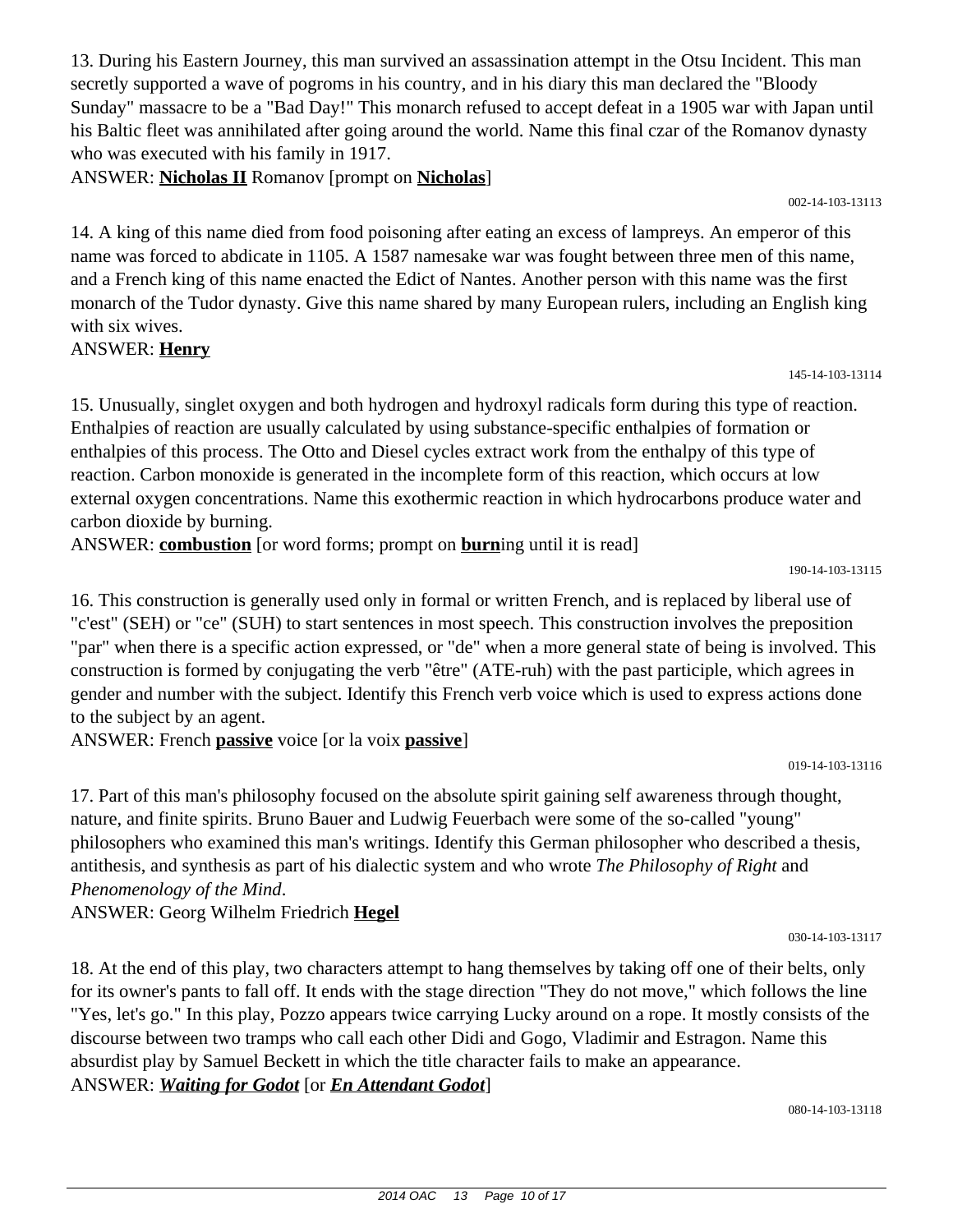13. During his Eastern Journey, this man survived an assassination attempt in the Otsu Incident. This man secretly supported a wave of pogroms in his country, and in his diary this man declared the "Bloody Sunday" massacre to be a "Bad Day!" This monarch refused to accept defeat in a 1905 war with Japan until his Baltic fleet was annihilated after going around the world. Name this final czar of the Romanov dynasty who was executed with his family in 1917.

ANSWER: **Nicholas II** Romanov [prompt on **Nicholas**]

002-14-103-13113

14. A king of this name died from food poisoning after eating an excess of lampreys. An emperor of this name was forced to abdicate in 1105. A 1587 namesake war was fought between three men of this name, and a French king of this name enacted the Edict of Nantes. Another person with this name was the first monarch of the Tudor dynasty. Give this name shared by many European rulers, including an English king with six wives.

ANSWER: **Henry**

145-14-103-13114

15. Unusually, singlet oxygen and both hydrogen and hydroxyl radicals form during this type of reaction. Enthalpies of reaction are usually calculated by using substance-specific enthalpies of formation or enthalpies of this process. The Otto and Diesel cycles extract work from the enthalpy of this type of reaction. Carbon monoxide is generated in the incomplete form of this reaction, which occurs at low external oxygen concentrations. Name this exothermic reaction in which hydrocarbons produce water and carbon dioxide by burning.

ANSWER: **combustion** [or word forms; prompt on **burn**ing until it is read]

190-14-103-13115

16. This construction is generally used only in formal or written French, and is replaced by liberal use of "c'est" (SEH) or "ce" (SUH) to start sentences in most speech. This construction involves the preposition "par" when there is a specific action expressed, or "de" when a more general state of being is involved. This construction is formed by conjugating the verb "être" (ATE-ruh) with the past participle, which agrees in gender and number with the subject. Identify this French verb voice which is used to express actions done to the subject by an agent.

ANSWER: French **passive** voice [or la voix **passive**]

019-14-103-13116

17. Part of this man's philosophy focused on the absolute spirit gaining self awareness through thought, nature, and finite spirits. Bruno Bauer and Ludwig Feuerbach were some of the so-called "young" philosophers who examined this man's writings. Identify this German philosopher who described a thesis, antithesis, and synthesis as part of his dialectic system and who wrote *The Philosophy of Right* and *Phenomenology of the Mind*.

ANSWER: Georg Wilhelm Friedrich **Hegel**

030-14-103-13117

18. At the end of this play, two characters attempt to hang themselves by taking off one of their belts, only for its owner's pants to fall off. It ends with the stage direction "They do not move," which follows the line "Yes, let's go." In this play, Pozzo appears twice carrying Lucky around on a rope. It mostly consists of the discourse between two tramps who call each other Didi and Gogo, Vladimir and Estragon. Name this absurdist play by Samuel Beckett in which the title character fails to make an appearance.

ANSWER: ***Waiting for Godot*** [or ***En Attendant Godot***]

080-14-103-13118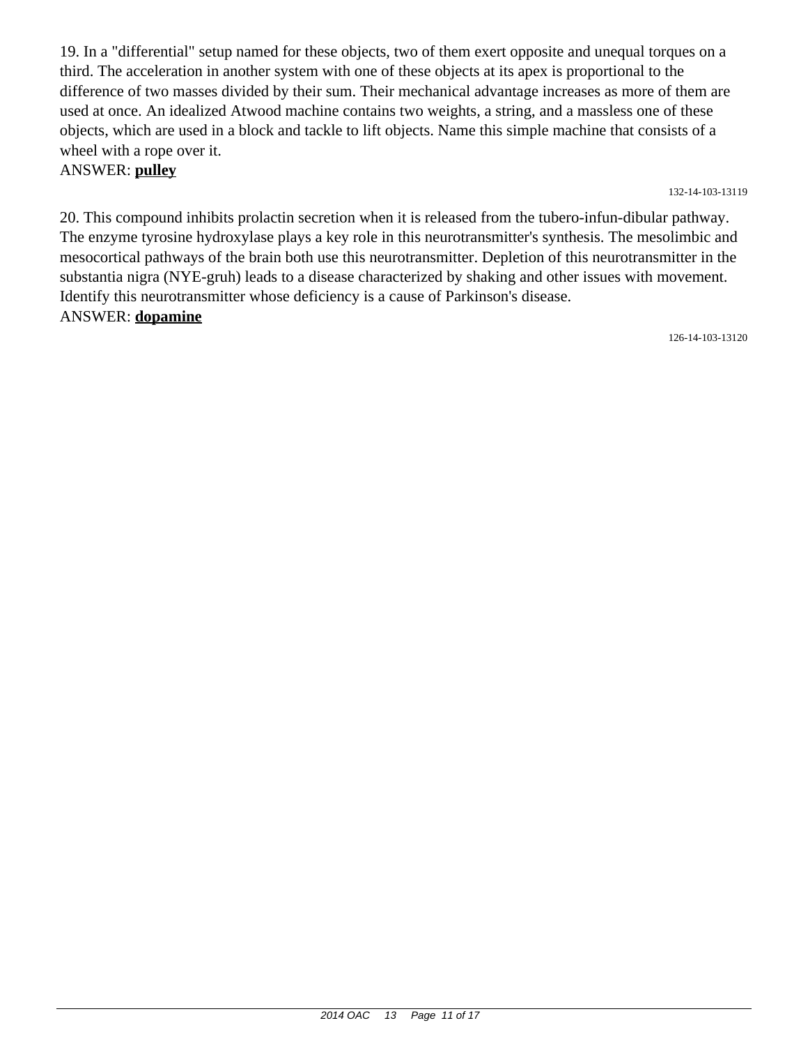19. In a "differential" setup named for these objects, two of them exert opposite and unequal torques on a third. The acceleration in another system with one of these objects at its apex is proportional to the difference of two masses divided by their sum. Their mechanical advantage increases as more of them are used at once. An idealized Atwood machine contains two weights, a string, and a massless one of these objects, which are used in a block and tackle to lift objects. Name this simple machine that consists of a wheel with a rope over it.

ANSWER: **pulley**

132-14-103-13119

20. This compound inhibits prolactin secretion when it is released from the tubero-infun-dibular pathway. The enzyme tyrosine hydroxylase plays a key role in this neurotransmitter's synthesis. The mesolimbic and mesocortical pathways of the brain both use this neurotransmitter. Depletion of this neurotransmitter in the substantia nigra (NYE-gruh) leads to a disease characterized by shaking and other issues with movement. Identify this neurotransmitter whose deficiency is a cause of Parkinson's disease.

ANSWER: **dopamine**

126-14-103-13120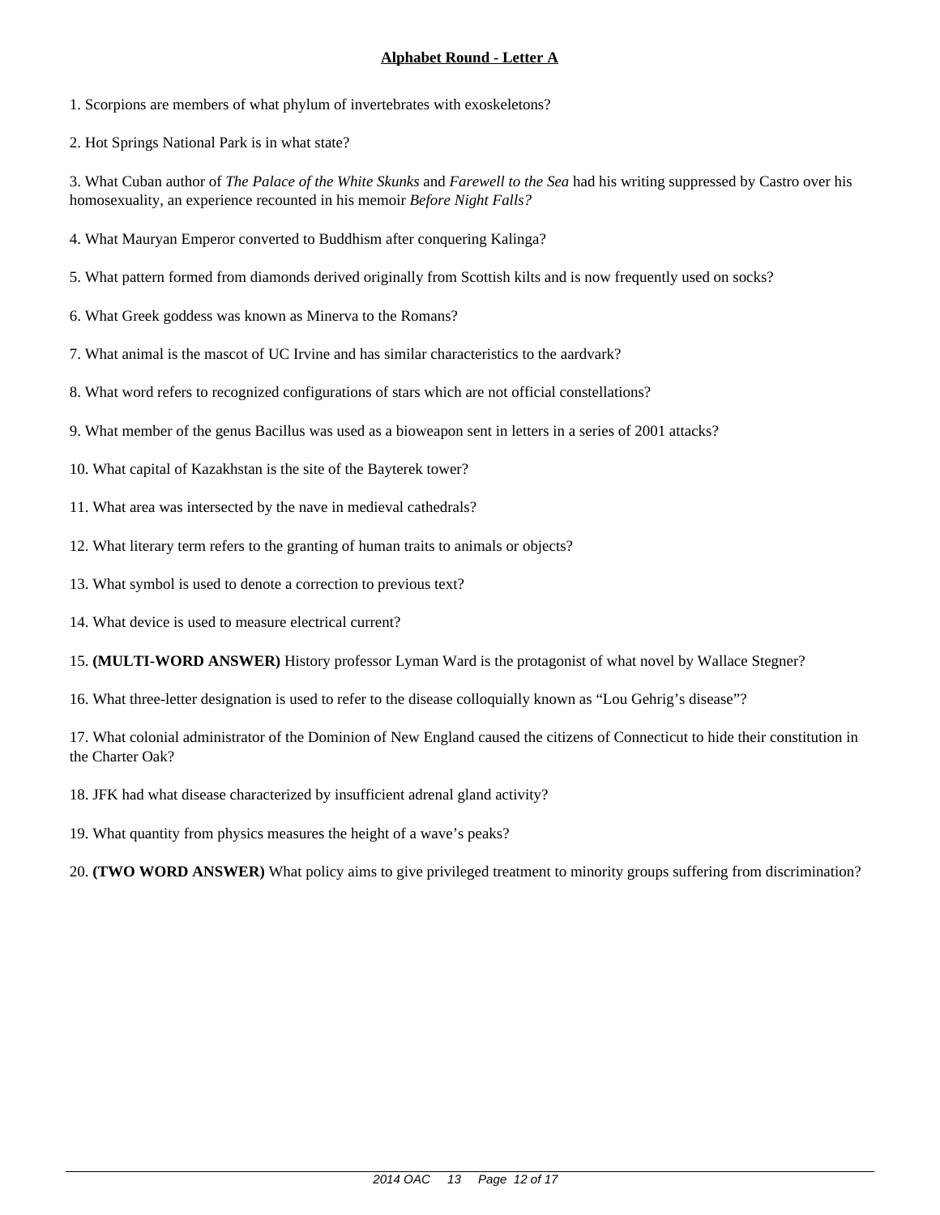## Alphabet Round - Letter A

1. Scorpions are members of what phylum of invertebrates with exoskeletons?

2. Hot Springs National Park is in what state?

3. What Cuban author of *The Palace of the White Skunks* and *Farewell to the Sea* had his writing suppressed by Castro over his homosexuality, an experience recounted in his memoir *Before Night Falls?*

4. What Mauryan Emperor converted to Buddhism after conquering Kalinga?

5. What pattern formed from diamonds derived originally from Scottish kilts and is now frequently used on socks?

6. What Greek goddess was known as Minerva to the Romans?

7. What animal is the mascot of UC Irvine and has similar characteristics to the aardvark?

8. What word refers to recognized configurations of stars which are not official constellations?

9. What member of the genus Bacillus was used as a bioweapon sent in letters in a series of 2001 attacks?

10. What capital of Kazakhstan is the site of the Bayterek tower?

11. What area was intersected by the nave in medieval cathedrals?

12. What literary term refers to the granting of human traits to animals or objects?

13. What symbol is used to denote a correction to previous text?

14. What device is used to measure electrical current?

15. **(MULTI-WORD ANSWER)** History professor Lyman Ward is the protagonist of what novel by Wallace Stegner?

16. What three-letter designation is used to refer to the disease colloquially known as "Lou Gehrig's disease"?

17. What colonial administrator of the Dominion of New England caused the citizens of Connecticut to hide their constitution in the Charter Oak?

18. JFK had what disease characterized by insufficient adrenal gland activity?

19. What quantity from physics measures the height of a wave's peaks?

20. **(TWO WORD ANSWER)** What policy aims to give privileged treatment to minority groups suffering from discrimination?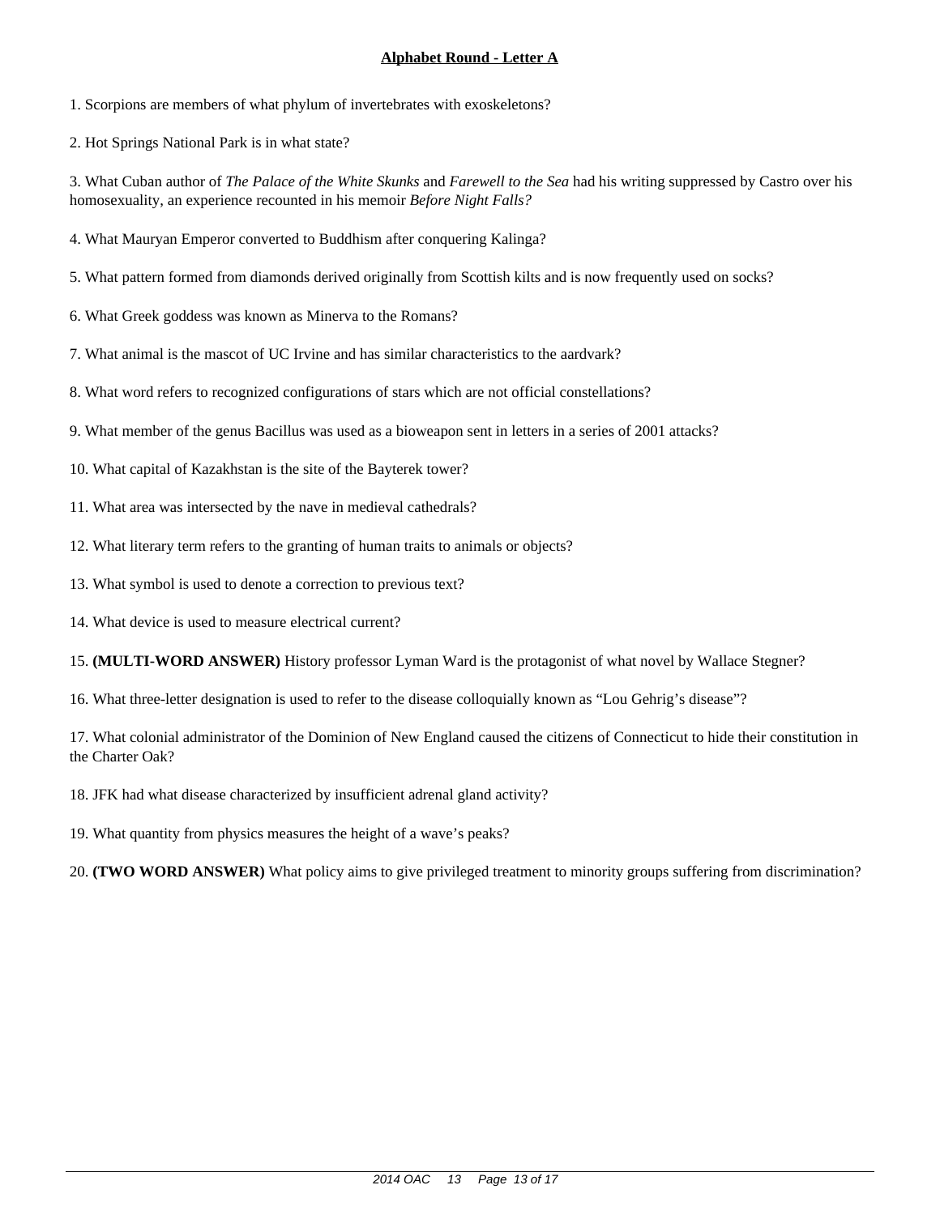## Alphabet Round - Letter A

1. Scorpions are members of what phylum of invertebrates with exoskeletons?

2. Hot Springs National Park is in what state?

3. What Cuban author of *The Palace of the White Skunks* and *Farewell to the Sea* had his writing suppressed by Castro over his homosexuality, an experience recounted in his memoir *Before Night Falls?*

4. What Mauryan Emperor converted to Buddhism after conquering Kalinga?

5. What pattern formed from diamonds derived originally from Scottish kilts and is now frequently used on socks?

6. What Greek goddess was known as Minerva to the Romans?

7. What animal is the mascot of UC Irvine and has similar characteristics to the aardvark?

8. What word refers to recognized configurations of stars which are not official constellations?

9. What member of the genus Bacillus was used as a bioweapon sent in letters in a series of 2001 attacks?

10. What capital of Kazakhstan is the site of the Bayterek tower?

11. What area was intersected by the nave in medieval cathedrals?

12. What literary term refers to the granting of human traits to animals or objects?

13. What symbol is used to denote a correction to previous text?

14. What device is used to measure electrical current?

15. **(MULTI-WORD ANSWER)** History professor Lyman Ward is the protagonist of what novel by Wallace Stegner?

16. What three-letter designation is used to refer to the disease colloquially known as "Lou Gehrig's disease"?

17. What colonial administrator of the Dominion of New England caused the citizens of Connecticut to hide their constitution in the Charter Oak?

18. JFK had what disease characterized by insufficient adrenal gland activity?

19. What quantity from physics measures the height of a wave's peaks?

20. **(TWO WORD ANSWER)** What policy aims to give privileged treatment to minority groups suffering from discrimination?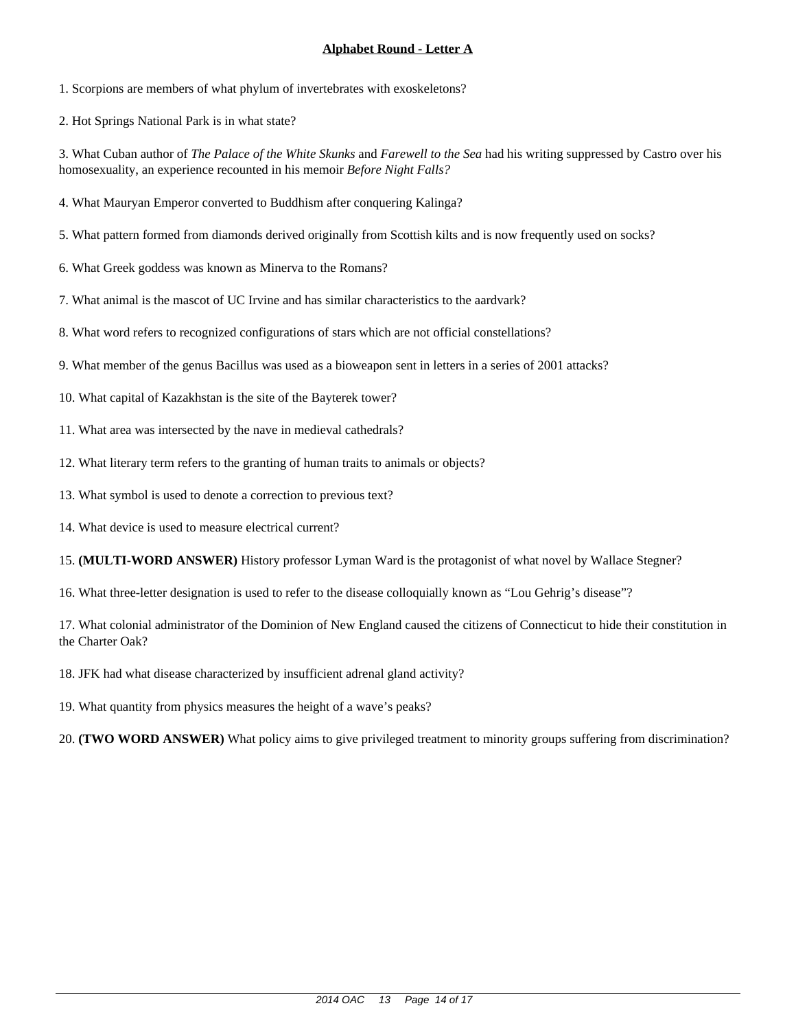**Alphabet Round - Letter A**

1. Scorpions are members of what phylum of invertebrates with exoskeletons?

2. Hot Springs National Park is in what state?

3. What Cuban author of *The Palace of the White Skunks* and *Farewell to the Sea* had his writing suppressed by Castro over his homosexuality, an experience recounted in his memoir *Before Night Falls?*

4. What Mauryan Emperor converted to Buddhism after conquering Kalinga?

5. What pattern formed from diamonds derived originally from Scottish kilts and is now frequently used on socks?

6. What Greek goddess was known as Minerva to the Romans?

7. What animal is the mascot of UC Irvine and has similar characteristics to the aardvark?

8. What word refers to recognized configurations of stars which are not official constellations?

9. What member of the genus Bacillus was used as a bioweapon sent in letters in a series of 2001 attacks?

10. What capital of Kazakhstan is the site of the Bayterek tower?

11. What area was intersected by the nave in medieval cathedrals?

12. What literary term refers to the granting of human traits to animals or objects?

13. What symbol is used to denote a correction to previous text?

14. What device is used to measure electrical current?

15. **(MULTI-WORD ANSWER)** History professor Lyman Ward is the protagonist of what novel by Wallace Stegner?

16. What three-letter designation is used to refer to the disease colloquially known as “Lou Gehrig’s disease”?

17. What colonial administrator of the Dominion of New England caused the citizens of Connecticut to hide their constitution in the Charter Oak?

18. JFK had what disease characterized by insufficient adrenal gland activity?

19. What quantity from physics measures the height of a wave’s peaks?

20. **(TWO WORD ANSWER)** What policy aims to give privileged treatment to minority groups suffering from discrimination?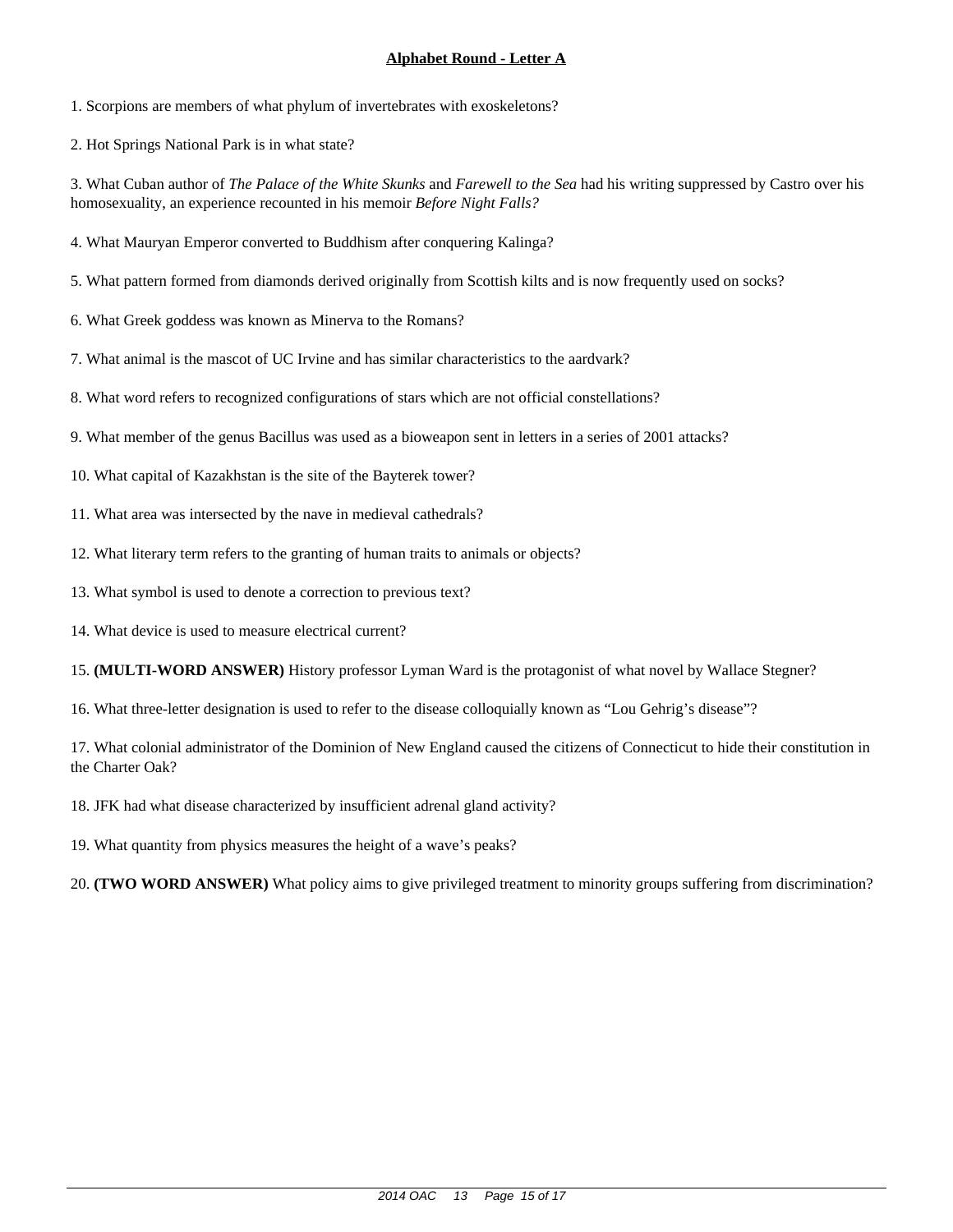# Alphabet Round - Letter A

1. Scorpions are members of what phylum of invertebrates with exoskeletons?

2. Hot Springs National Park is in what state?

3. What Cuban author of *The Palace of the White Skunks* and *Farewell to the Sea* had his writing suppressed by Castro over his homosexuality, an experience recounted in his memoir *Before Night Falls?*

4. What Mauryan Emperor converted to Buddhism after conquering Kalinga?

5. What pattern formed from diamonds derived originally from Scottish kilts and is now frequently used on socks?

6. What Greek goddess was known as Minerva to the Romans?

7. What animal is the mascot of UC Irvine and has similar characteristics to the aardvark?

8. What word refers to recognized configurations of stars which are not official constellations?

9. What member of the genus Bacillus was used as a bioweapon sent in letters in a series of 2001 attacks?

10. What capital of Kazakhstan is the site of the Bayterek tower?

11. What area was intersected by the nave in medieval cathedrals?

12. What literary term refers to the granting of human traits to animals or objects?

13. What symbol is used to denote a correction to previous text?

14. What device is used to measure electrical current?

15. **(MULTI-WORD ANSWER)** History professor Lyman Ward is the protagonist of what novel by Wallace Stegner?

16. What three-letter designation is used to refer to the disease colloquially known as "Lou Gehrig's disease"?

17. What colonial administrator of the Dominion of New England caused the citizens of Connecticut to hide their constitution in the Charter Oak?

18. JFK had what disease characterized by insufficient adrenal gland activity?

19. What quantity from physics measures the height of a wave's peaks?

20. **(TWO WORD ANSWER)** What policy aims to give privileged treatment to minority groups suffering from discrimination?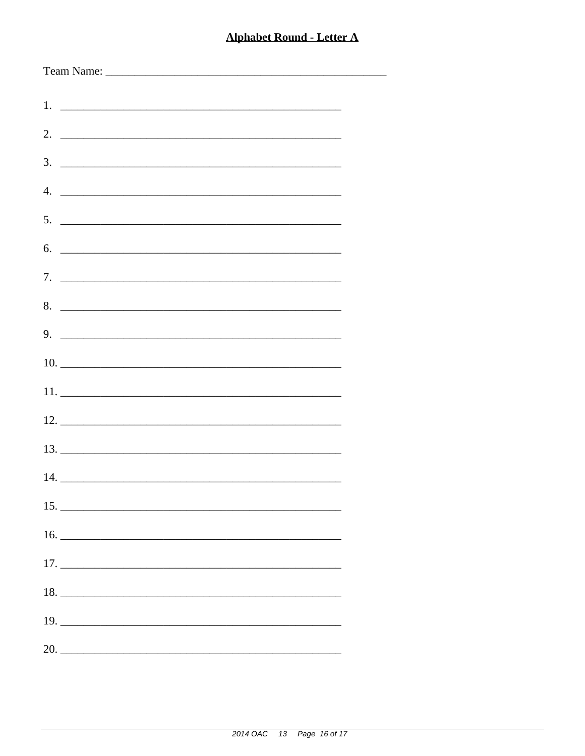**Alphabet Round - Letter A**

Team Name: ________________________________________________

1. ________________________________________________
2. ________________________________________________
3. ________________________________________________
4. ________________________________________________
5. ________________________________________________
6. ________________________________________________
7. ________________________________________________
8. ________________________________________________
9. ________________________________________________
10. ________________________________________________
11. ________________________________________________
12. ________________________________________________
13. ________________________________________________
14. ________________________________________________
15. ________________________________________________
16. ________________________________________________
17. ________________________________________________
18. ________________________________________________
19. ________________________________________________
20. ________________________________________________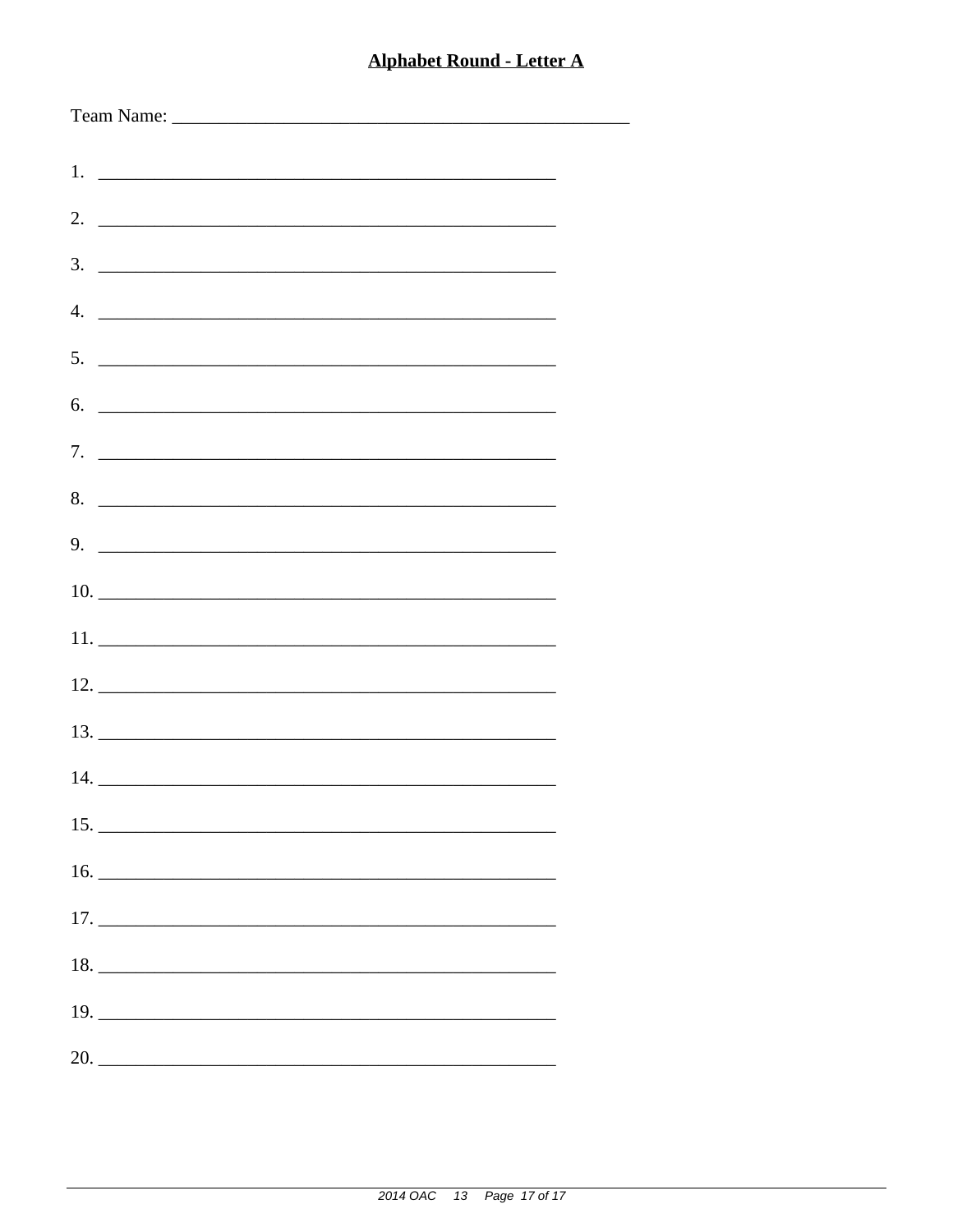## Alphabet Round - Letter A

Team Name: ______________________________________________

1. ______________________________________________
2. ______________________________________________
3. ______________________________________________
4. ______________________________________________
5. ______________________________________________
6. ______________________________________________
7. ______________________________________________
8. ______________________________________________
9. ______________________________________________
10. ______________________________________________
11. ______________________________________________
12. ______________________________________________
13. ______________________________________________
14. ______________________________________________
15. ______________________________________________
16. ______________________________________________
17. ______________________________________________
18. ______________________________________________
19. ______________________________________________
20. ______________________________________________